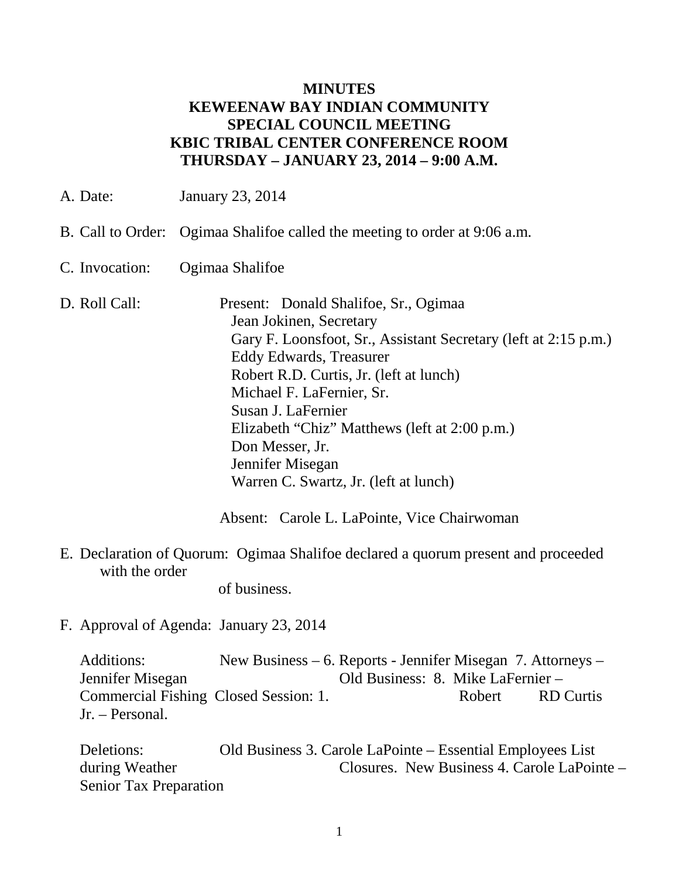**MINUTES**
**KEWEENAW BAY INDIAN COMMUNITY**
**SPECIAL COUNCIL MEETING**
**KBIC TRIBAL CENTER CONFERENCE ROOM**
**THURSDAY – JANUARY 23, 2014 – 9:00 A.M.**

A. Date: January 23, 2014

B. Call to Order: Ogimaa Shalifoe called the meeting to order at 9:06 a.m.

C. Invocation: Ogimaa Shalifoe

D. Roll Call: Present: Donald Shalifoe, Sr., Ogimaa
Jean Jokinen, Secretary
Gary F. Loonsfoot, Sr., Assistant Secretary (left at 2:15 p.m.)
Eddy Edwards, Treasurer
Robert R.D. Curtis, Jr. (left at lunch)
Michael F. LaFernier, Sr.
Susan J. LaFernier
Elizabeth "Chiz" Matthews (left at 2:00 p.m.)
Don Messer, Jr.
Jennifer Misegan
Warren C. Swartz, Jr. (left at lunch)

Absent: Carole L. LaPointe, Vice Chairwoman

E. Declaration of Quorum: Ogimaa Shalifoe declared a quorum present and proceeded with the order of business.

F. Approval of Agenda: January 23, 2014

Additions: New Business – 6. Reports - Jennifer Misegan 7. Attorneys – Jennifer Misegan Old Business: 8. Mike LaFernier – Commercial Fishing Closed Session: 1. Robert RD Curtis Jr. – Personal.

Deletions: Old Business 3. Carole LaPointe – Essential Employees List during Weather Closures. New Business 4. Carole LaPointe – Senior Tax Preparation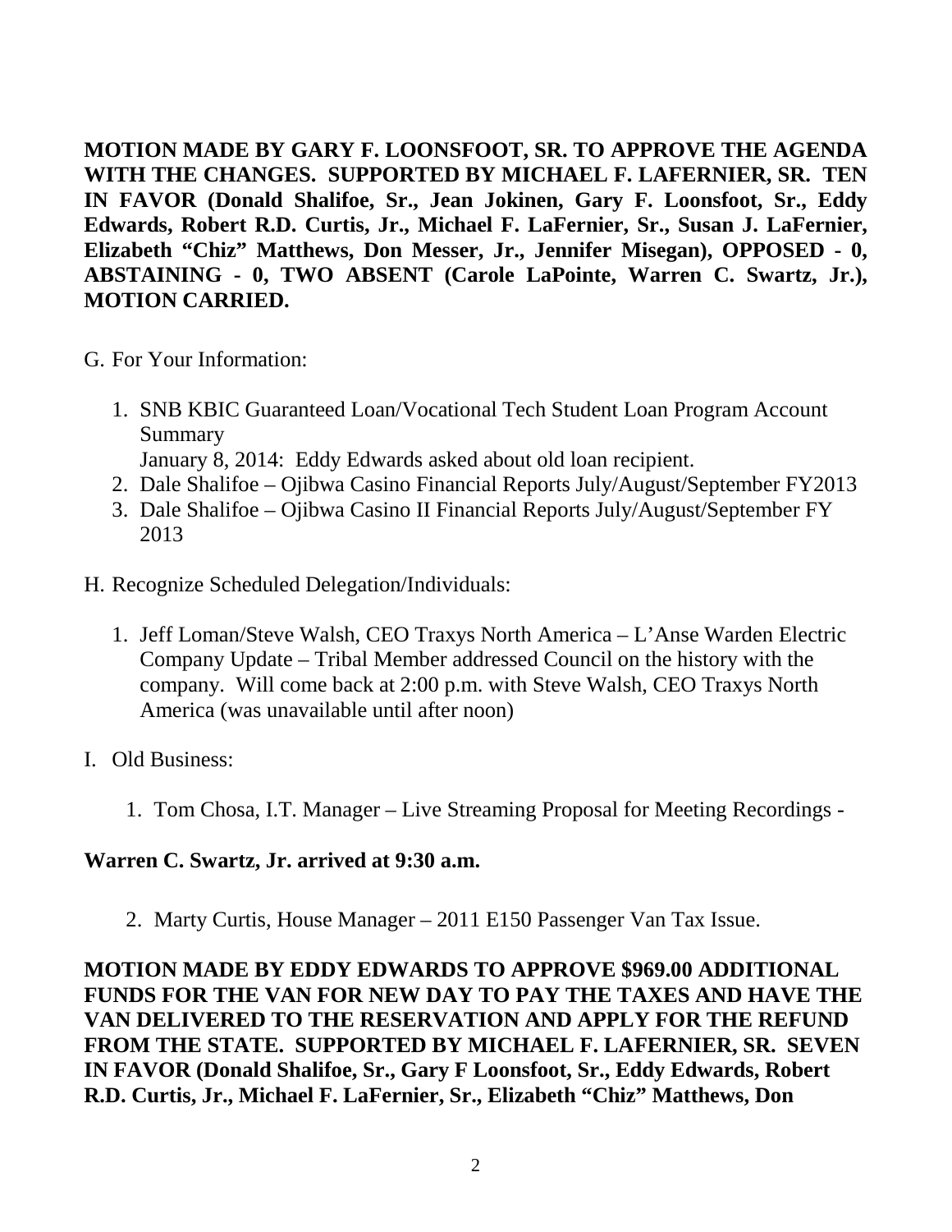**MOTION MADE BY GARY F. LOONSFOOT, SR. TO APPROVE THE AGENDA WITH THE CHANGES. SUPPORTED BY MICHAEL F. LAFERNIER, SR. TEN IN FAVOR (Donald Shalifoe, Sr., Jean Jokinen, Gary F. Loonsfoot, Sr., Eddy Edwards, Robert R.D. Curtis, Jr., Michael F. LaFernier, Sr., Susan J. LaFernier, Elizabeth "Chiz" Matthews, Don Messer, Jr., Jennifer Misegan), OPPOSED - 0, ABSTAINING - 0, TWO ABSENT (Carole LaPointe, Warren C. Swartz, Jr.), MOTION CARRIED.**

G. For Your Information:

1. SNB KBIC Guaranteed Loan/Vocational Tech Student Loan Program Account Summary
   January 8, 2014: Eddy Edwards asked about old loan recipient.
2. Dale Shalifoe – Ojibwa Casino Financial Reports July/August/September FY2013
3. Dale Shalifoe – Ojibwa Casino II Financial Reports July/August/September FY 2013

H. Recognize Scheduled Delegation/Individuals:

1. Jeff Loman/Steve Walsh, CEO Traxys North America – L'Anse Warden Electric Company Update – Tribal Member addressed Council on the history with the company. Will come back at 2:00 p.m. with Steve Walsh, CEO Traxys North America (was unavailable until after noon)

I. Old Business:

1. Tom Chosa, I.T. Manager – Live Streaming Proposal for Meeting Recordings -

**Warren C. Swartz, Jr. arrived at 9:30 a.m.**

2. Marty Curtis, House Manager – 2011 E150 Passenger Van Tax Issue.

**MOTION MADE BY EDDY EDWARDS TO APPROVE $969.00 ADDITIONAL FUNDS FOR THE VAN FOR NEW DAY TO PAY THE TAXES AND HAVE THE VAN DELIVERED TO THE RESERVATION AND APPLY FOR THE REFUND FROM THE STATE. SUPPORTED BY MICHAEL F. LAFERNIER, SR. SEVEN IN FAVOR (Donald Shalifoe, Sr., Gary F Loonsfoot, Sr., Eddy Edwards, Robert R.D. Curtis, Jr., Michael F. LaFernier, Sr., Elizabeth "Chiz" Matthews, Don**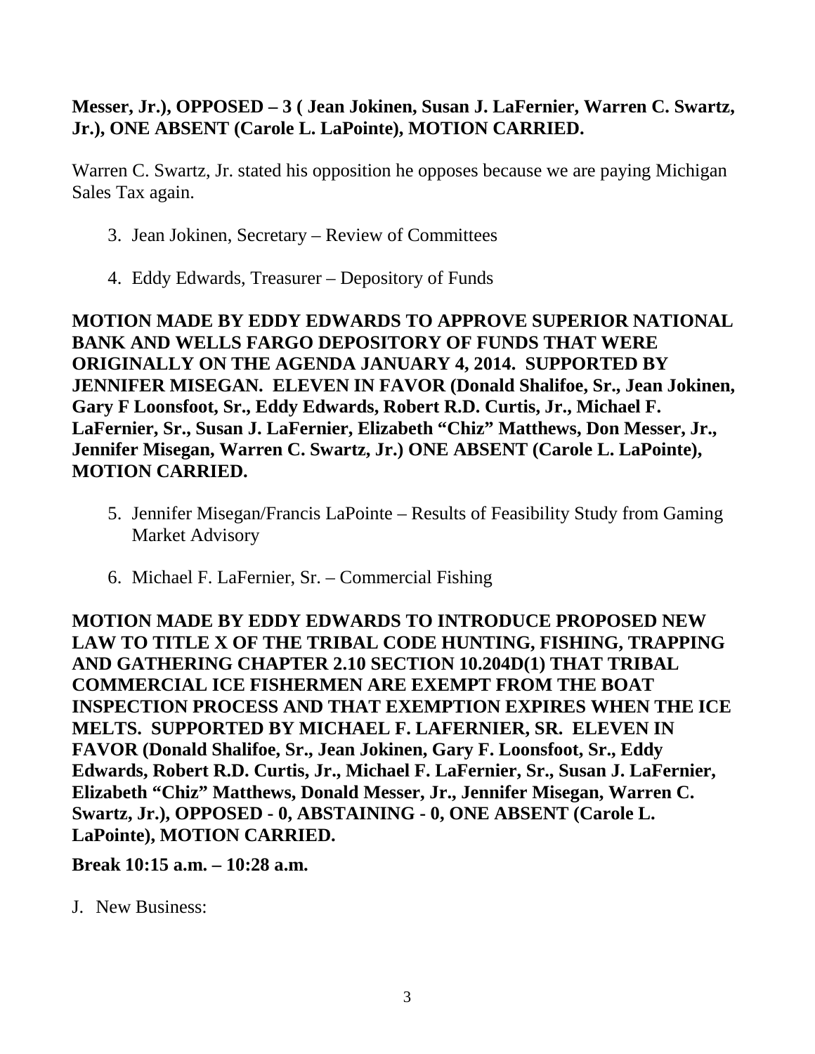**Messer, Jr.), OPPOSED – 3 ( Jean Jokinen, Susan J. LaFernier, Warren C. Swartz, Jr.), ONE ABSENT (Carole L. LaPointe), MOTION CARRIED.**

Warren C. Swartz, Jr. stated his opposition he opposes because we are paying Michigan Sales Tax again.

3. Jean Jokinen, Secretary – Review of Committees

4. Eddy Edwards, Treasurer – Depository of Funds

**MOTION MADE BY EDDY EDWARDS TO APPROVE SUPERIOR NATIONAL BANK AND WELLS FARGO DEPOSITORY OF FUNDS THAT WERE ORIGINALLY ON THE AGENDA JANUARY 4, 2014. SUPPORTED BY JENNIFER MISEGAN. ELEVEN IN FAVOR (Donald Shalifoe, Sr., Jean Jokinen, Gary F Loonsfoot, Sr., Eddy Edwards, Robert R.D. Curtis, Jr., Michael F. LaFernier, Sr., Susan J. LaFernier, Elizabeth "Chiz" Matthews, Don Messer, Jr., Jennifer Misegan, Warren C. Swartz, Jr.) ONE ABSENT (Carole L. LaPointe), MOTION CARRIED.**

5. Jennifer Misegan/Francis LaPointe – Results of Feasibility Study from Gaming Market Advisory

6. Michael F. LaFernier, Sr. – Commercial Fishing

**MOTION MADE BY EDDY EDWARDS TO INTRODUCE PROPOSED NEW LAW TO TITLE X OF THE TRIBAL CODE HUNTING, FISHING, TRAPPING AND GATHERING CHAPTER 2.10 SECTION 10.204D(1) THAT TRIBAL COMMERCIAL ICE FISHERMEN ARE EXEMPT FROM THE BOAT INSPECTION PROCESS AND THAT EXEMPTION EXPIRES WHEN THE ICE MELTS. SUPPORTED BY MICHAEL F. LAFERNIER, SR. ELEVEN IN FAVOR (Donald Shalifoe, Sr., Jean Jokinen, Gary F. Loonsfoot, Sr., Eddy Edwards, Robert R.D. Curtis, Jr., Michael F. LaFernier, Sr., Susan J. LaFernier, Elizabeth "Chiz" Matthews, Donald Messer, Jr., Jennifer Misegan, Warren C. Swartz, Jr.), OPPOSED - 0, ABSTAINING - 0, ONE ABSENT (Carole L. LaPointe), MOTION CARRIED.**

**Break 10:15 a.m. – 10:28 a.m.**

J. New Business: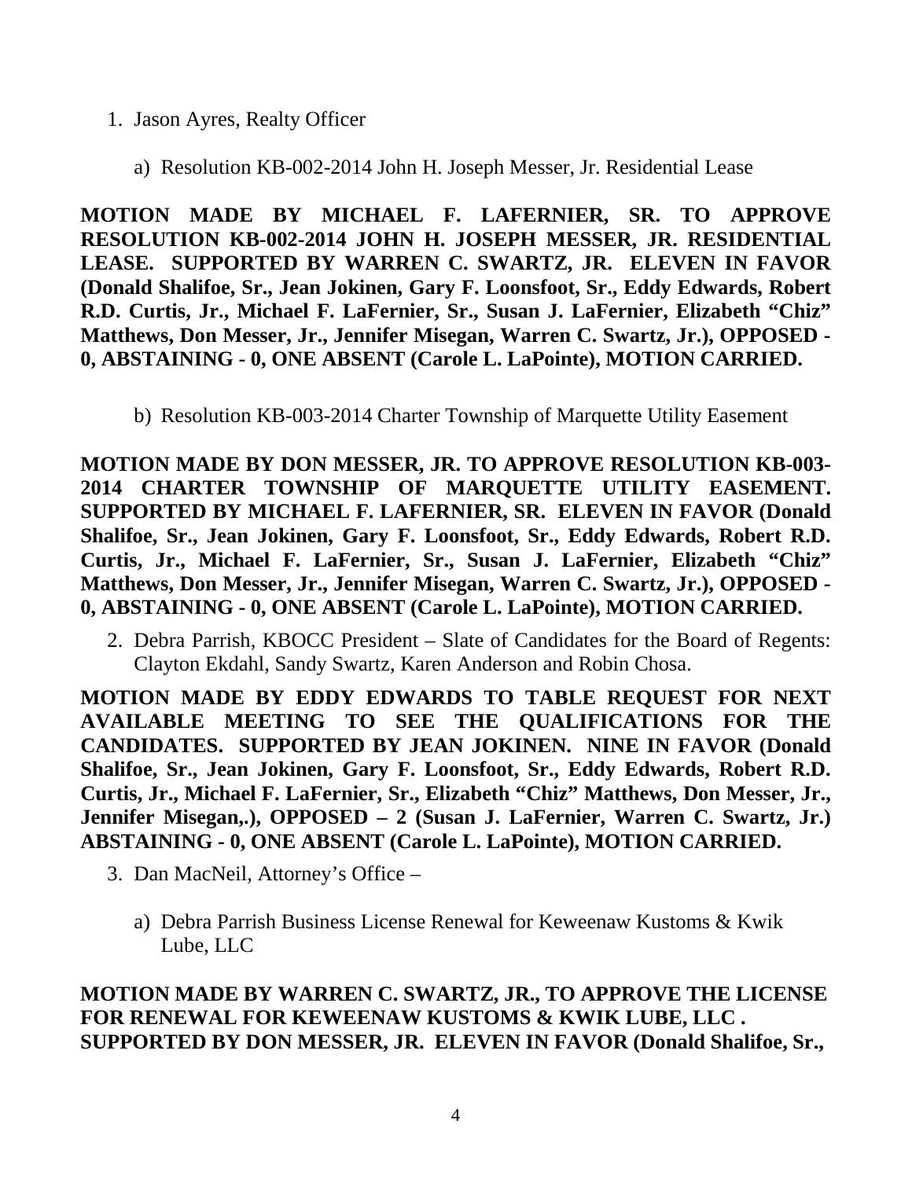1. Jason Ayres, Realty Officer

   a) Resolution KB-002-2014 John H. Joseph Messer, Jr. Residential Lease

**MOTION MADE BY MICHAEL F. LAFERNIER, SR. TO APPROVE RESOLUTION KB-002-2014 JOHN H. JOSEPH MESSER, JR. RESIDENTIAL LEASE. SUPPORTED BY WARREN C. SWARTZ, JR. ELEVEN IN FAVOR (Donald Shalifoe, Sr., Jean Jokinen, Gary F. Loonsfoot, Sr., Eddy Edwards, Robert R.D. Curtis, Jr., Michael F. LaFernier, Sr., Susan J. LaFernier, Elizabeth "Chiz" Matthews, Don Messer, Jr., Jennifer Misegan, Warren C. Swartz, Jr.), OPPOSED - 0, ABSTAINING - 0, ONE ABSENT (Carole L. LaPointe), MOTION CARRIED.**

   b) Resolution KB-003-2014 Charter Township of Marquette Utility Easement

**MOTION MADE BY DON MESSER, JR. TO APPROVE RESOLUTION KB-003-2014 CHARTER TOWNSHIP OF MARQUETTE UTILITY EASEMENT. SUPPORTED BY MICHAEL F. LAFERNIER, SR. ELEVEN IN FAVOR (Donald Shalifoe, Sr., Jean Jokinen, Gary F. Loonsfoot, Sr., Eddy Edwards, Robert R.D. Curtis, Jr., Michael F. LaFernier, Sr., Susan J. LaFernier, Elizabeth "Chiz" Matthews, Don Messer, Jr., Jennifer Misegan, Warren C. Swartz, Jr.), OPPOSED - 0, ABSTAINING - 0, ONE ABSENT (Carole L. LaPointe), MOTION CARRIED.**

2. Debra Parrish, KBOCC President – Slate of Candidates for the Board of Regents: Clayton Ekdahl, Sandy Swartz, Karen Anderson and Robin Chosa.

**MOTION MADE BY EDDY EDWARDS TO TABLE REQUEST FOR NEXT AVAILABLE MEETING TO SEE THE QUALIFICATIONS FOR THE CANDIDATES. SUPPORTED BY JEAN JOKINEN. NINE IN FAVOR (Donald Shalifoe, Sr., Jean Jokinen, Gary F. Loonsfoot, Sr., Eddy Edwards, Robert R.D. Curtis, Jr., Michael F. LaFernier, Sr., Elizabeth "Chiz" Matthews, Don Messer, Jr., Jennifer Misegan,.), OPPOSED – 2 (Susan J. LaFernier, Warren C. Swartz, Jr.) ABSTAINING - 0, ONE ABSENT (Carole L. LaPointe), MOTION CARRIED.**

3. Dan MacNeil, Attorney's Office –

   a) Debra Parrish Business License Renewal for Keweenaw Kustoms & Kwik Lube, LLC

**MOTION MADE BY WARREN C. SWARTZ, JR., TO APPROVE THE LICENSE FOR RENEWAL FOR KEWEENAW KUSTOMS & KWIK LUBE, LLC . SUPPORTED BY DON MESSER, JR. ELEVEN IN FAVOR (Donald Shalifoe, Sr.,**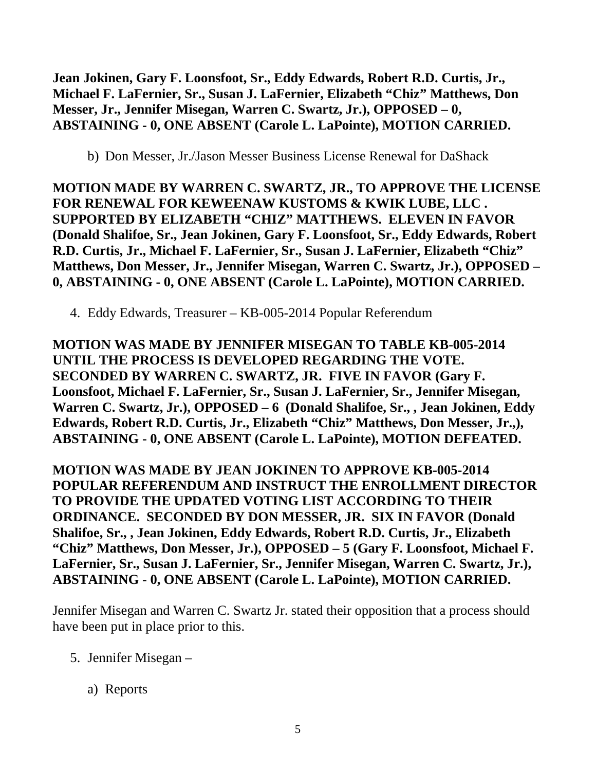**Jean Jokinen, Gary F. Loonsfoot, Sr., Eddy Edwards, Robert R.D. Curtis, Jr., Michael F. LaFernier, Sr., Susan J. LaFernier, Elizabeth "Chiz" Matthews, Don Messer, Jr., Jennifer Misegan, Warren C. Swartz, Jr.), OPPOSED – 0, ABSTAINING - 0, ONE ABSENT (Carole L. LaPointe), MOTION CARRIED.**

b) Don Messer, Jr./Jason Messer Business License Renewal for DaShack

**MOTION MADE BY WARREN C. SWARTZ, JR., TO APPROVE THE LICENSE FOR RENEWAL FOR KEWEENAW KUSTOMS & KWIK LUBE, LLC . SUPPORTED BY ELIZABETH "CHIZ" MATTHEWS. ELEVEN IN FAVOR (Donald Shalifoe, Sr., Jean Jokinen, Gary F. Loonsfoot, Sr., Eddy Edwards, Robert R.D. Curtis, Jr., Michael F. LaFernier, Sr., Susan J. LaFernier, Elizabeth "Chiz" Matthews, Don Messer, Jr., Jennifer Misegan, Warren C. Swartz, Jr.), OPPOSED – 0, ABSTAINING - 0, ONE ABSENT (Carole L. LaPointe), MOTION CARRIED.**

4. Eddy Edwards, Treasurer – KB-005-2014 Popular Referendum

**MOTION WAS MADE BY JENNIFER MISEGAN TO TABLE KB-005-2014 UNTIL THE PROCESS IS DEVELOPED REGARDING THE VOTE. SECONDED BY WARREN C. SWARTZ, JR. FIVE IN FAVOR (Gary F. Loonsfoot, Michael F. LaFernier, Sr., Susan J. LaFernier, Sr., Jennifer Misegan, Warren C. Swartz, Jr.), OPPOSED – 6 (Donald Shalifoe, Sr., , Jean Jokinen, Eddy Edwards, Robert R.D. Curtis, Jr., Elizabeth "Chiz" Matthews, Don Messer, Jr.,), ABSTAINING - 0, ONE ABSENT (Carole L. LaPointe), MOTION DEFEATED.**

**MOTION WAS MADE BY JEAN JOKINEN TO APPROVE KB-005-2014 POPULAR REFERENDUM AND INSTRUCT THE ENROLLMENT DIRECTOR TO PROVIDE THE UPDATED VOTING LIST ACCORDING TO THEIR ORDINANCE. SECONDED BY DON MESSER, JR. SIX IN FAVOR (Donald Shalifoe, Sr., , Jean Jokinen, Eddy Edwards, Robert R.D. Curtis, Jr., Elizabeth "Chiz" Matthews, Don Messer, Jr.), OPPOSED – 5 (Gary F. Loonsfoot, Michael F. LaFernier, Sr., Susan J. LaFernier, Sr., Jennifer Misegan, Warren C. Swartz, Jr.), ABSTAINING - 0, ONE ABSENT (Carole L. LaPointe), MOTION CARRIED.**

Jennifer Misegan and Warren C. Swartz Jr. stated their opposition that a process should have been put in place prior to this.

5. Jennifer Misegan –

   a) Reports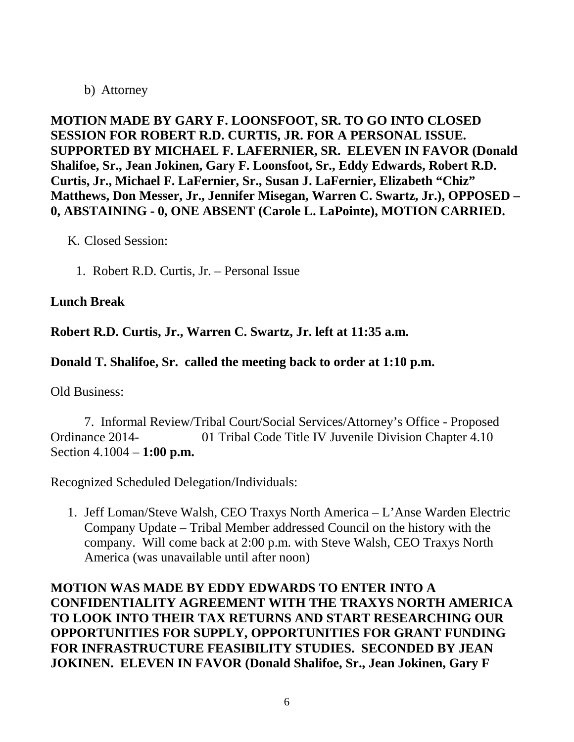b) Attorney

**MOTION MADE BY GARY F. LOONSFOOT, SR. TO GO INTO CLOSED SESSION FOR ROBERT R.D. CURTIS, JR. FOR A PERSONAL ISSUE. SUPPORTED BY MICHAEL F. LAFERNIER, SR. ELEVEN IN FAVOR (Donald Shalifoe, Sr., Jean Jokinen, Gary F. Loonsfoot, Sr., Eddy Edwards, Robert R.D. Curtis, Jr., Michael F. LaFernier, Sr., Susan J. LaFernier, Elizabeth "Chiz" Matthews, Don Messer, Jr., Jennifer Misegan, Warren C. Swartz, Jr.), OPPOSED – 0, ABSTAINING - 0, ONE ABSENT (Carole L. LaPointe), MOTION CARRIED.**

K. Closed Session:

1. Robert R.D. Curtis, Jr. – Personal Issue

**Lunch Break**

**Robert R.D. Curtis, Jr., Warren C. Swartz, Jr. left at 11:35 a.m.**

**Donald T. Shalifoe, Sr. called the meeting back to order at 1:10 p.m.**

Old Business:

7. Informal Review/Tribal Court/Social Services/Attorney's Office - Proposed Ordinance 2014- 01 Tribal Code Title IV Juvenile Division Chapter 4.10 Section 4.1004 – **1:00 p.m.**

Recognized Scheduled Delegation/Individuals:

1. Jeff Loman/Steve Walsh, CEO Traxys North America – L'Anse Warden Electric Company Update – Tribal Member addressed Council on the history with the company. Will come back at 2:00 p.m. with Steve Walsh, CEO Traxys North America (was unavailable until after noon)

**MOTION WAS MADE BY EDDY EDWARDS TO ENTER INTO A CONFIDENTIALITY AGREEMENT WITH THE TRAXYS NORTH AMERICA TO LOOK INTO THEIR TAX RETURNS AND START RESEARCHING OUR OPPORTUNITIES FOR SUPPLY, OPPORTUNITIES FOR GRANT FUNDING FOR INFRASTRUCTURE FEASIBILITY STUDIES. SECONDED BY JEAN JOKINEN. ELEVEN IN FAVOR (Donald Shalifoe, Sr., Jean Jokinen, Gary F**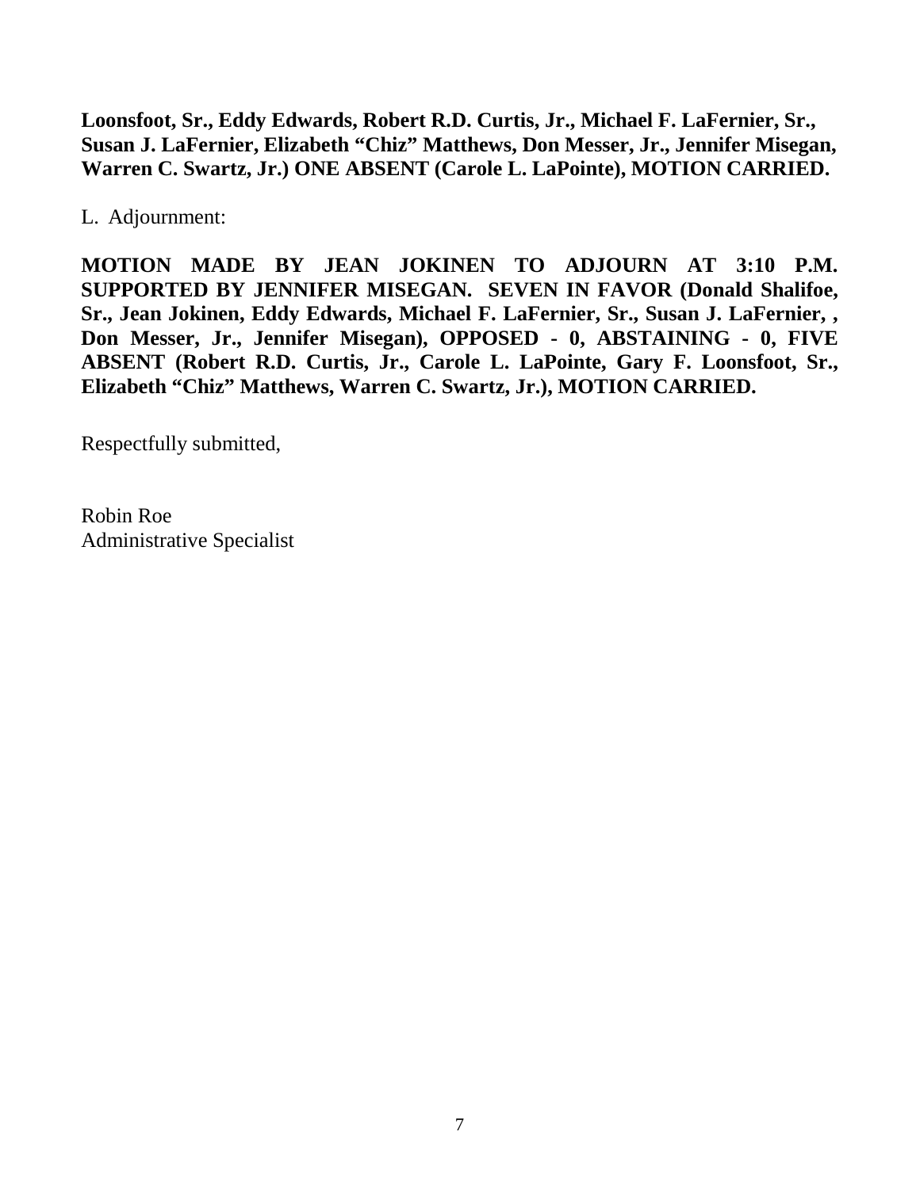**Loonsfoot, Sr., Eddy Edwards, Robert R.D. Curtis, Jr., Michael F. LaFernier, Sr., Susan J. LaFernier, Elizabeth "Chiz" Matthews, Don Messer, Jr., Jennifer Misegan, Warren C. Swartz, Jr.) ONE ABSENT (Carole L. LaPointe), MOTION CARRIED.**

L. Adjournment:

**MOTION MADE BY JEAN JOKINEN TO ADJOURN AT 3:10 P.M. SUPPORTED BY JENNIFER MISEGAN. SEVEN IN FAVOR (Donald Shalifoe, Sr., Jean Jokinen, Eddy Edwards, Michael F. LaFernier, Sr., Susan J. LaFernier, , Don Messer, Jr., Jennifer Misegan), OPPOSED - 0, ABSTAINING - 0, FIVE ABSENT (Robert R.D. Curtis, Jr., Carole L. LaPointe, Gary F. Loonsfoot, Sr., Elizabeth "Chiz" Matthews, Warren C. Swartz, Jr.), MOTION CARRIED.**

Respectfully submitted,

Robin Roe
Administrative Specialist